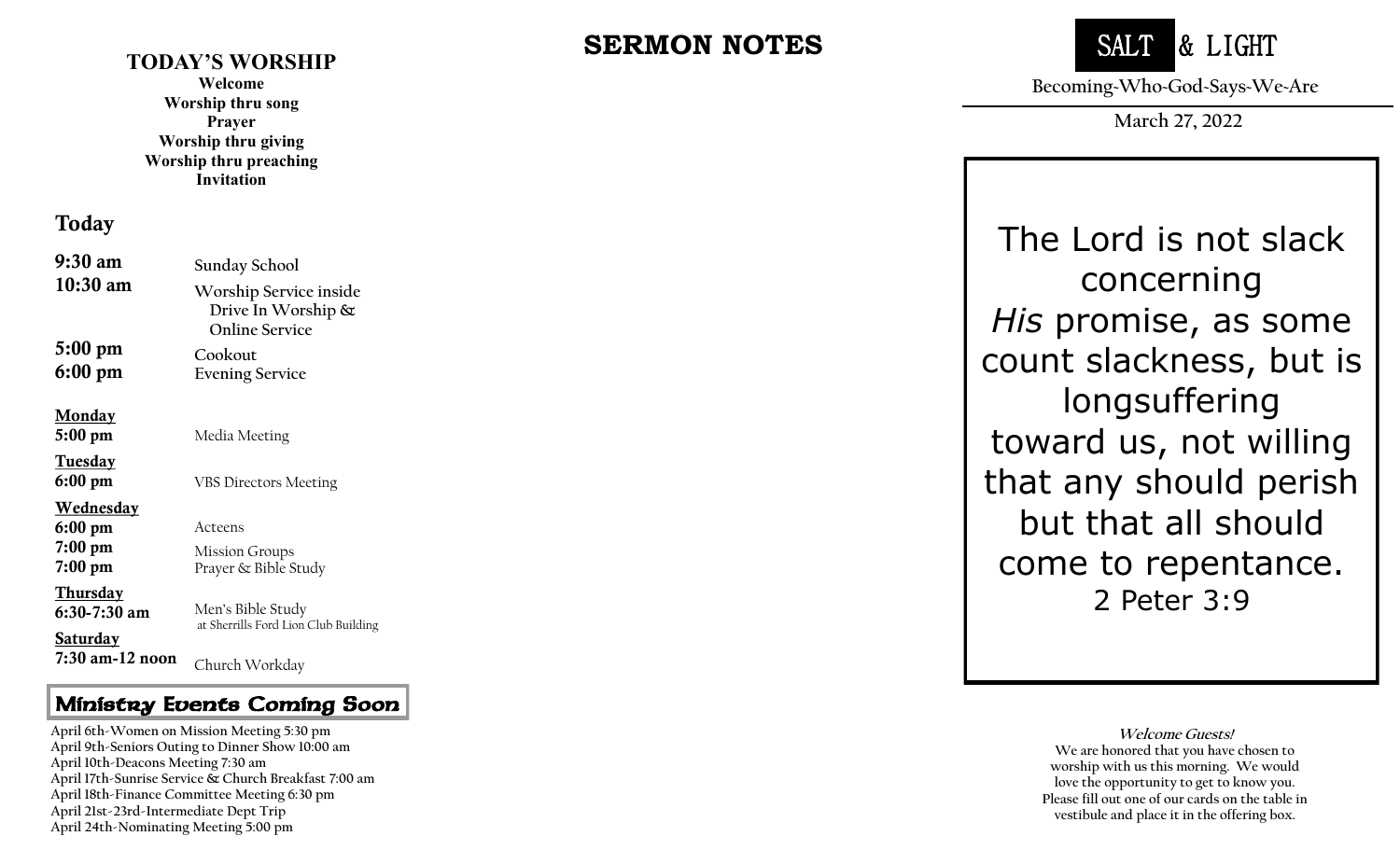## TODAY'S WORSHIP

**Welcome**
**Worship thru song**
**Prayer**
**Worship thru giving**
**Worship thru preaching**
**Invitation**

### Today

| | |
|---|---|
| **9:30 am** | Sunday School |
| **10:30 am** | Worship Service inside Drive In Worship & Online Service |
| **5:00 pm** | Cookout |
| **6:00 pm** | Evening Service |

**Monday**

| | |
|---|---|
| **5:00 pm** | Media Meeting |

**Tuesday**

| | |
|---|---|
| **6:00 pm** | VBS Directors Meeting |

**Wednesday**

| | |
|---|---|
| **6:00 pm** | Acteens |
| **7:00 pm** | Mission Groups |
| **7:00 pm** | Prayer & Bible Study |

**Thursday**

| | |
|---|---|
| **6:30-7:30 am** | Men's Bible Study at Sherrills Ford Lion Club Building |

**Saturday**

| | |
|---|---|
| **7:30 am-12 noon** | Church Workday |

### Ministry Events Coming Soon

April 6th-Women on Mission Meeting 5:30 pm
April 9th-Seniors Outing to Dinner Show 10:00 am
April 10th-Deacons Meeting 7:30 am
April 17th-Sunrise Service & Church Breakfast 7:00 am
April 18th-Finance Committee Meeting 6:30 pm
April 21st-23rd-Intermediate Dept Trip
April 24th-Nominating Meeting 5:00 pm

## SERMON NOTES

# SALT & LIGHT

Becoming-Who-God-Says-We-Are

March 27, 2022

The Lord is not slack concerning *His* promise, as some count slackness, but is longsuffering toward us, not willing that any should perish but that all should come to repentance.
2 Peter 3:9

**Welcome Guests!**
We are honored that you have chosen to worship with us this morning. We would love the opportunity to get to know you. Please fill out one of our cards on the table in vestibule and place it in the offering box.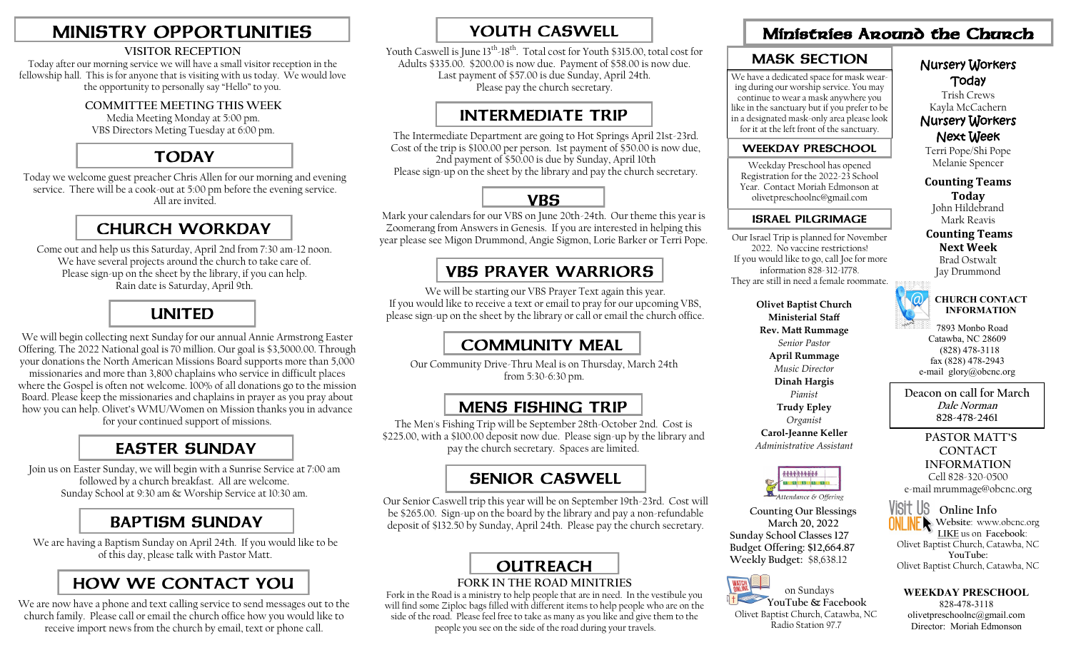# MINISTRY OPPORTUNITIES

### VISITOR RECEPTION

Today after our morning service we will have a small visitor reception in the fellowship hall. This is for anyone that is visiting with us today. We would love the opportunity to personally say "Hello" to you.

### COMMITTEE MEETING THIS WEEK

Media Meeting Monday at 5:00 pm.
VBS Directors Meting Tuesday at 6:00 pm.

## TODAY

Today we welcome guest preacher Chris Allen for our morning and evening service. There will be a cook-out at 5:00 pm before the evening service. All are invited.

## CHURCH WORKDAY

Come out and help us this Saturday, April 2nd from 7:30 am-12 noon. We have several projects around the church to take care of. Please sign-up on the sheet by the library, if you can help. Rain date is Saturday, April 9th.

## UNITED

We will begin collecting next Sunday for our annual Annie Armstrong Easter Offering. The 2022 National goal is 70 million. Our goal is $3,5000.00. Through your donations the North American Missions Board supports more than 5,000 missionaries and more than 3,800 chaplains who service in difficult places where the Gospel is often not welcome. 100% of all donations go to the mission Board. Please keep the missionaries and chaplains in prayer as you pray about how you can help. Olivet's WMU/Women on Mission thanks you in advance for your continued support of missions.

## EASTER SUNDAY

Join us on Easter Sunday, we will begin with a Sunrise Service at 7:00 am followed by a church breakfast. All are welcome.
Sunday School at 9:30 am & Worship Service at 10:30 am.

## BAPTISM SUNDAY

We are having a Baptism Sunday on April 24th. If you would like to be of this day, please talk with Pastor Matt.

## HOW WE CONTACT YOU

We are now have a phone and text calling service to send messages out to the church family. Please call or email the church office how you would like to receive import news from the church by email, text or phone call.

## YOUTH CASWELL

Youth Caswell is June 13th-18th. Total cost for Youth $315.00, total cost for Adults $335.00. $200.00 is now due. Payment of $58.00 is now due. Last payment of $57.00 is due Sunday, April 24th. Please pay the church secretary.

## INTERMEDIATE TRIP

The Intermediate Department are going to Hot Springs April 21st-23rd. Cost of the trip is $100.00 per person. 1st payment of $50.00 is now due, 2nd payment of $50.00 is due by Sunday, April 10th. Please sign-up on the sheet by the library and pay the church secretary.

## VBS

Mark your calendars for our VBS on June 20th-24th. Our theme this year is Zoomerang from Answers in Genesis. If you are interested in helping this year please see Migon Drummond, Angie Sigmon, Lorie Barker or Terri Pope.

## VBS PRAYER WARRIORS

We will be starting our VBS Prayer Text again this year. If you would like to receive a text or email to pray for our upcoming VBS, please sign-up on the sheet by the library or call or email the church office.

## COMMUNITY MEAL

Our Community Drive-Thru Meal is on Thursday, March 24th from 5:30-6:30 pm.

## MENS FISHING TRIP

The Men's Fishing Trip will be September 28th-October 2nd. Cost is $225.00, with a $100.00 deposit now due. Please sign-up by the library and pay the church secretary. Spaces are limited.

## SENIOR CASWELL

Our Senior Caswell trip this year will be on September 19th-23rd. Cost will be $265.00. Sign-up on the board by the library and pay a non-refundable deposit of $132.50 by Sunday, April 24th. Please pay the church secretary.

## OUTREACH

### FORK IN THE ROAD MINITRIES

Fork in the Road is a ministry to help people that are in need. In the vestibule you will find some Ziploc bags filled with different items to help people who are on the side of the road. Please feel free to take as many as you like and give them to the people you see on the side of the road during your travels.

# Ministries Around the Church

## MASK SECTION

We have a dedicated space for mask wearing during our worship service. You may continue to wear a mask anywhere you like in the sanctuary but if you prefer to be in a designated mask-only area please look for it at the left front of the sanctuary.

## WEEKDAY PRESCHOOL

Weekday Preschool has opened Registration for the 2022-23 School Year. Contact Moriah Edmonson at olivetpreschoolnc@gmail.com

## ISRAEL PILGRIMAGE

Our Israel Trip is planned for November 2022. No vaccine restrictions! If you would like to go, call Joe for more information 828-312-1778. They are still in need a female roommate.

**Olivet Baptist Church Ministerial Staff**

**Rev. Matt Rummage**
*Senior Pastor*
**April Rummage**
*Music Director*
**Dinah Hargis**
*Pianist*
**Trudy Epley**
*Organist*
**Carol-Jeanne Keller**
*Administrative Assistant*

*Attendance & Offering*

Counting Our Blessings
March 20, 2022
Sunday School Classes 127
Budget Offering: $12,664.87
Weekly Budget: $8,638.12

on Sundays
YouTube & Facebook
Olivet Baptist Church, Catawba, NC
Radio Station 97.7

**Nursery Workers Today**
Trish Crews
Kayla McCachern

**Nursery Workers Next Week**
Terri Pope/Shi Pope
Melanie Spencer

**Counting Teams Today**
John Hildebrand
Mark Reavis

**Counting Teams Next Week**
Brad Ostwalt
Jay Drummond

**CHURCH CONTACT INFORMATION**

7893 Monbo Road
Catawba, NC 28609
(828) 478-3118
fax (828) 478-2943
e-mail glory@obcnc.org

Deacon on call for March
*Dale Norman*
828-478-2461

PASTOR MATT'S CONTACT INFORMATION
Cell 828-320-0500
e-mail mrummage@obcnc.org

Visit Us ONLINE — Online Info
Website: www.obcnc.org
LIKE us on Facebook:
Olivet Baptist Church, Catawba, NC
YouTube:
Olivet Baptist Church, Catawba, NC

**WEEKDAY PRESCHOOL**
828-478-3118
olivetpreschoolnc@gmail.com
Director: Moriah Edmonson